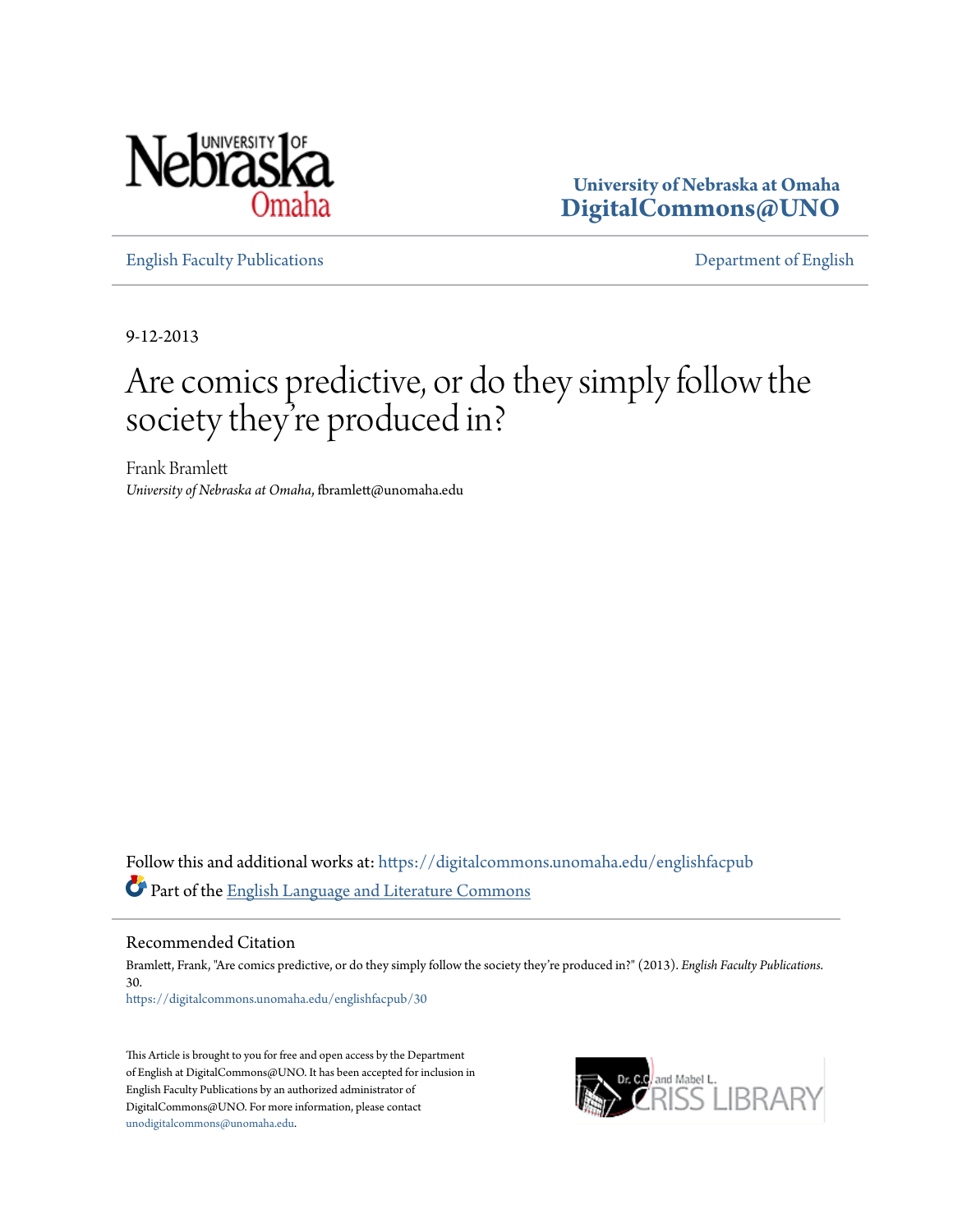University of Nebraska at Omaha
**DigitalCommons@UNO**

English Faculty Publications | Department of English

9-12-2013

# Are comics predictive, or do they simply follow the society they're produced in?

Frank Bramlett
*University of Nebraska at Omaha*, fbramlett@unomaha.edu

Follow this and additional works at: https://digitalcommons.unomaha.edu/englishfacpub

Part of the English Language and Literature Commons

## Recommended Citation

Bramlett, Frank, "Are comics predictive, or do they simply follow the society they're produced in?" (2013). *English Faculty Publications*. 30.
https://digitalcommons.unomaha.edu/englishfacpub/30

This Article is brought to you for free and open access by the Department of English at DigitalCommons@UNO. It has been accepted for inclusion in English Faculty Publications by an authorized administrator of DigitalCommons@UNO. For more information, please contact unodigitalcommons@unomaha.edu.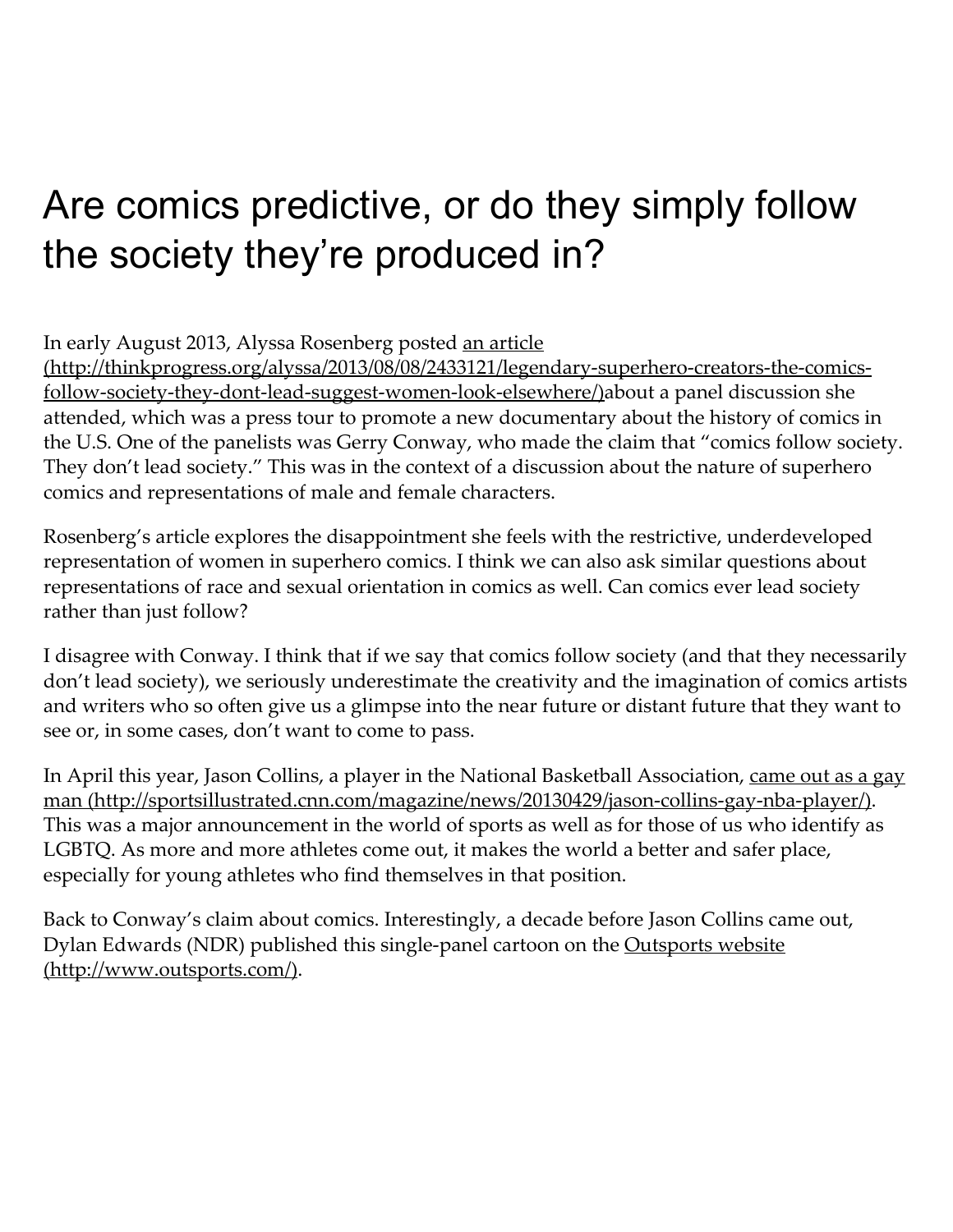# Are comics predictive, or do they simply follow the society they're produced in?

In early August 2013, Alyssa Rosenberg posted [an article (http://thinkprogress.org/alyssa/2013/08/08/2433121/legendary-superhero-creators-the-comics-follow-society-they-dont-lead-suggest-women-look-elsewhere/)](http://thinkprogress.org/alyssa/2013/08/08/2433121/legendary-superhero-creators-the-comics-follow-society-they-dont-lead-suggest-women-look-elsewhere/)about a panel discussion she attended, which was a press tour to promote a new documentary about the history of comics in the U.S. One of the panelists was Gerry Conway, who made the claim that "comics follow society. They don't lead society." This was in the context of a discussion about the nature of superhero comics and representations of male and female characters.

Rosenberg's article explores the disappointment she feels with the restrictive, underdeveloped representation of women in superhero comics. I think we can also ask similar questions about representations of race and sexual orientation in comics as well. Can comics ever lead society rather than just follow?

I disagree with Conway. I think that if we say that comics follow society (and that they necessarily don't lead society), we seriously underestimate the creativity and the imagination of comics artists and writers who so often give us a glimpse into the near future or distant future that they want to see or, in some cases, don't want to come to pass.

In April this year, Jason Collins, a player in the National Basketball Association, [came out as a gay man (http://sportsillustrated.cnn.com/magazine/news/20130429/jason-collins-gay-nba-player/)](http://sportsillustrated.cnn.com/magazine/news/20130429/jason-collins-gay-nba-player/). This was a major announcement in the world of sports as well as for those of us who identify as LGBTQ. As more and more athletes come out, it makes the world a better and safer place, especially for young athletes who find themselves in that position.

Back to Conway's claim about comics. Interestingly, a decade before Jason Collins came out, Dylan Edwards (NDR) published this single-panel cartoon on the [Outsports website (http://www.outsports.com/)](http://www.outsports.com/).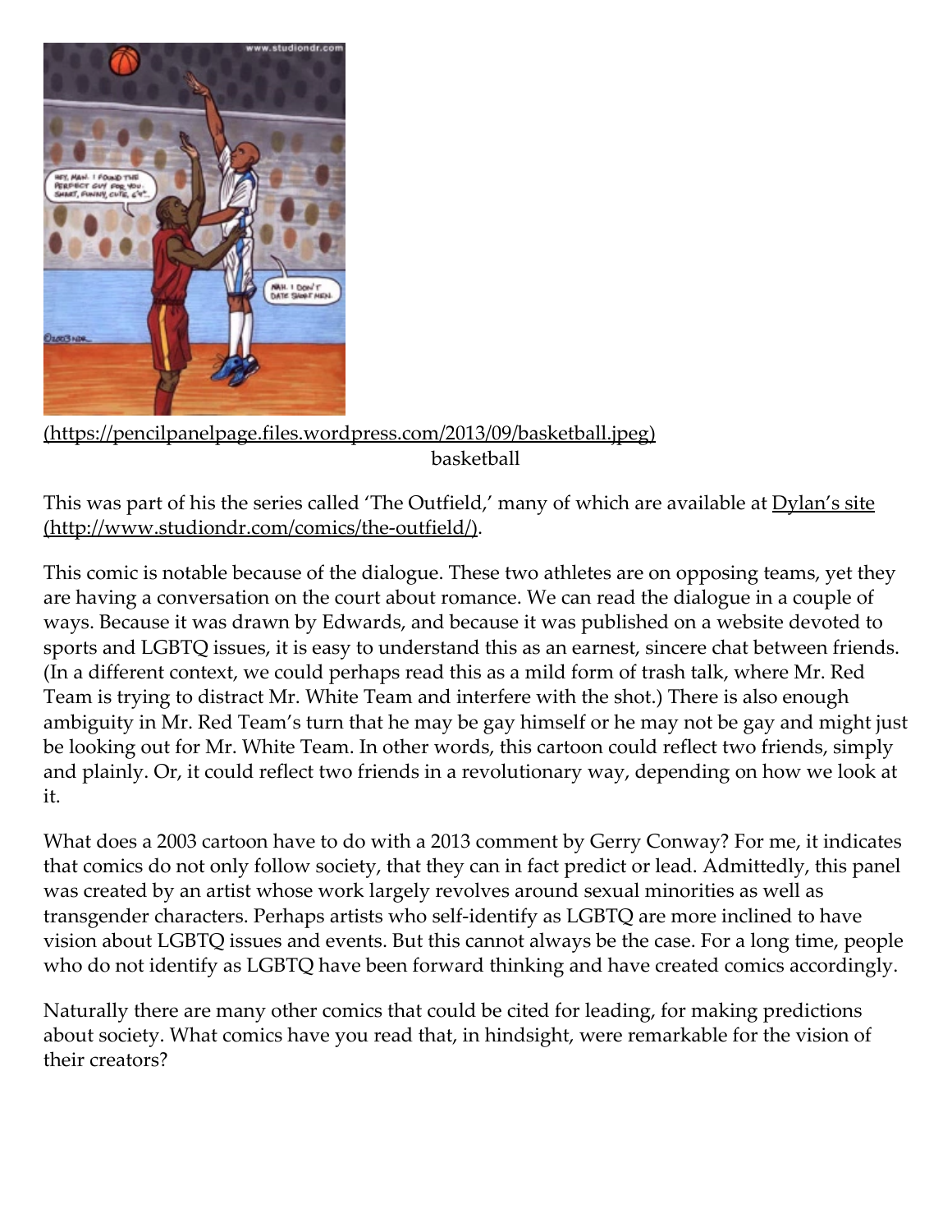(https://pencilpanelpage.files.wordpress.com/2013/09/basketball.jpeg)

basketball

This was part of his the series called 'The Outfield,' many of which are available at Dylan's site (http://www.studiondr.com/comics/the-outfield/).

This comic is notable because of the dialogue. These two athletes are on opposing teams, yet they are having a conversation on the court about romance. We can read the dialogue in a couple of ways. Because it was drawn by Edwards, and because it was published on a website devoted to sports and LGBTQ issues, it is easy to understand this as an earnest, sincere chat between friends. (In a different context, we could perhaps read this as a mild form of trash talk, where Mr. Red Team is trying to distract Mr. White Team and interfere with the shot.) There is also enough ambiguity in Mr. Red Team's turn that he may be gay himself or he may not be gay and might just be looking out for Mr. White Team. In other words, this cartoon could reflect two friends, simply and plainly. Or, it could reflect two friends in a revolutionary way, depending on how we look at it.

What does a 2003 cartoon have to do with a 2013 comment by Gerry Conway? For me, it indicates that comics do not only follow society, that they can in fact predict or lead. Admittedly, this panel was created by an artist whose work largely revolves around sexual minorities as well as transgender characters. Perhaps artists who self-identify as LGBTQ are more inclined to have vision about LGBTQ issues and events. But this cannot always be the case. For a long time, people who do not identify as LGBTQ have been forward thinking and have created comics accordingly.

Naturally there are many other comics that could be cited for leading, for making predictions about society. What comics have you read that, in hindsight, were remarkable for the vision of their creators?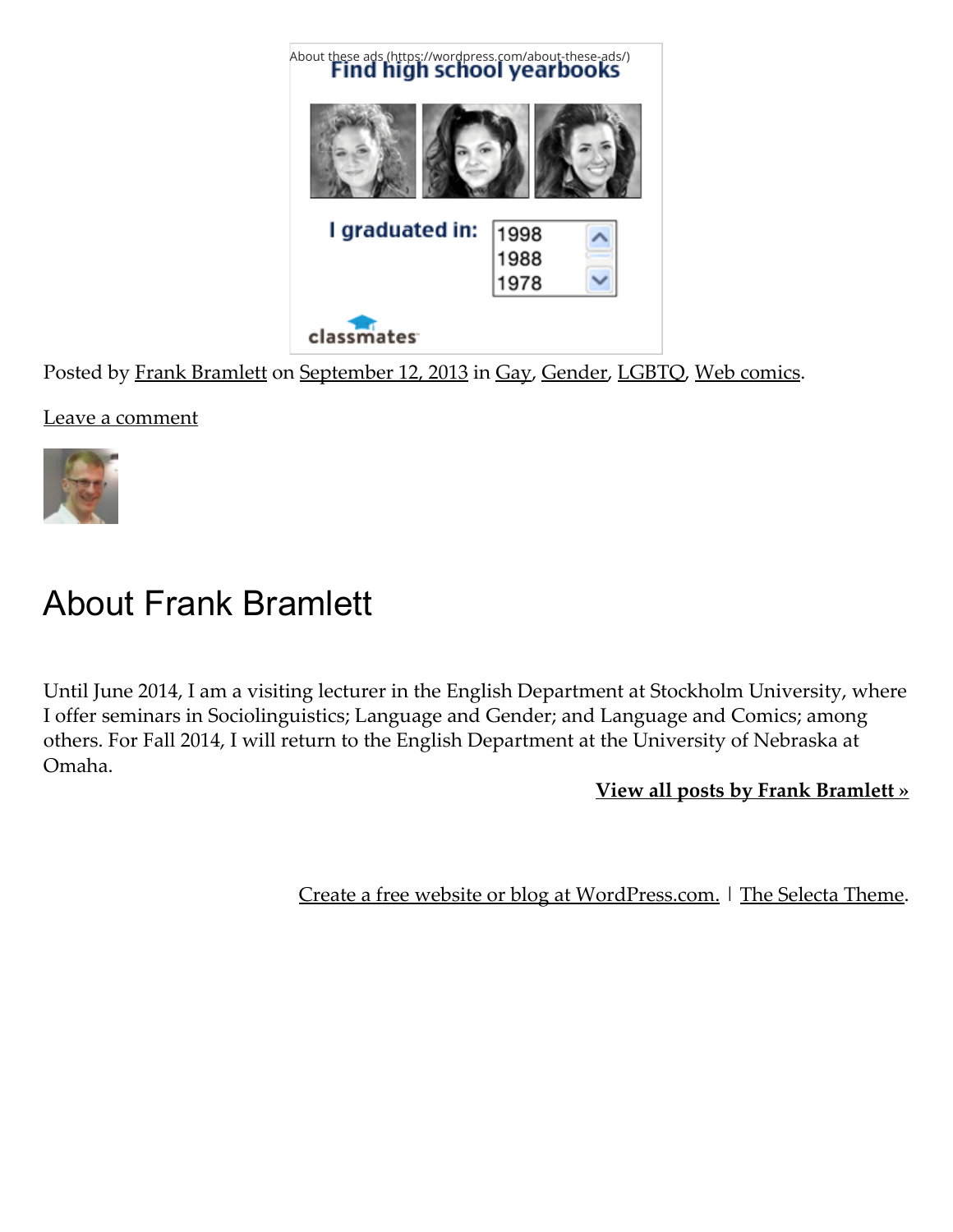About these ads (https://wordpress.com/about-these-ads/)

Find high school yearbooks

I graduated in: 1998 1988 1978

classmates

Posted by Frank Bramlett on September 12, 2013 in Gay, Gender, LGBTQ, Web comics.

Leave a comment

## About Frank Bramlett

Until June 2014, I am a visiting lecturer in the English Department at Stockholm University, where I offer seminars in Sociolinguistics; Language and Gender; and Language and Comics; among others. For Fall 2014, I will return to the English Department at the University of Nebraska at Omaha.

**View all posts by Frank Bramlett »**

Create a free website or blog at WordPress.com. | The Selecta Theme.